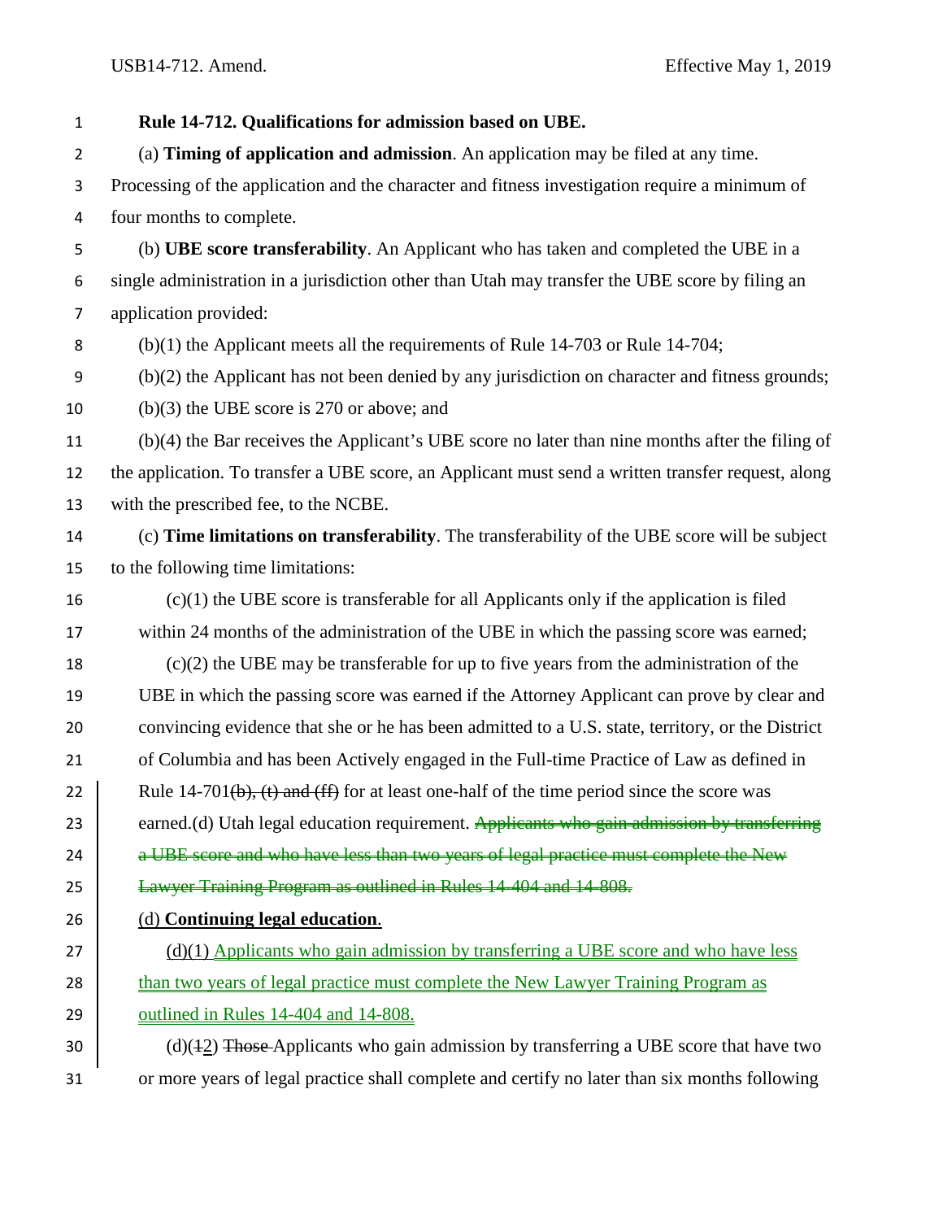**Rule 14-712. Qualifications for admission based on UBE.**

(a) **Timing of application and admission**. An application may be filed at any time. Processing of the application and the character and fitness investigation require a minimum of four months to complete.

(b) **UBE score transferability**. An Applicant who has taken and completed the UBE in a single administration in a jurisdiction other than Utah may transfer the UBE score by filing an application provided:

(b)(1) the Applicant meets all the requirements of Rule 14-703 or Rule 14-704;

(b)(2) the Applicant has not been denied by any jurisdiction on character and fitness grounds;

(b)(3) the UBE score is 270 or above; and

(b)(4) the Bar receives the Applicant's UBE score no later than nine months after the filing of the application. To transfer a UBE score, an Applicant must send a written transfer request, along with the prescribed fee, to the NCBE.

(c) **Time limitations on transferability**. The transferability of the UBE score will be subject to the following time limitations:

(c)(1) the UBE score is transferable for all Applicants only if the application is filed within 24 months of the administration of the UBE in which the passing score was earned;

(c)(2) the UBE may be transferable for up to five years from the administration of the UBE in which the passing score was earned if the Attorney Applicant can prove by clear and convincing evidence that she or he has been admitted to a U.S. state, territory, or the District of Columbia and has been Actively engaged in the Full-time Practice of Law as defined in Rule 14-701~~(b), (t) and (ff)~~ for at least one-half of the time period since the score was earned.(d) Utah legal education requirement. ~~Applicants who gain admission by transferring a UBE score and who have less than two years of legal practice must complete the New Lawyer Training Program as outlined in Rules 14-404 and 14-808.~~

<ins>(d)</ins> **<ins>Continuing legal education</ins>**<ins>.</ins>

<ins>(d)(1) Applicants who gain admission by transferring a UBE score and who have less than two years of legal practice must complete the New Lawyer Training Program as outlined in Rules 14-404 and 14-808.</ins>

(d)(~~1~~<ins>2</ins>) ~~Those~~ Applicants who gain admission by transferring a UBE score that have two or more years of legal practice shall complete and certify no later than six months following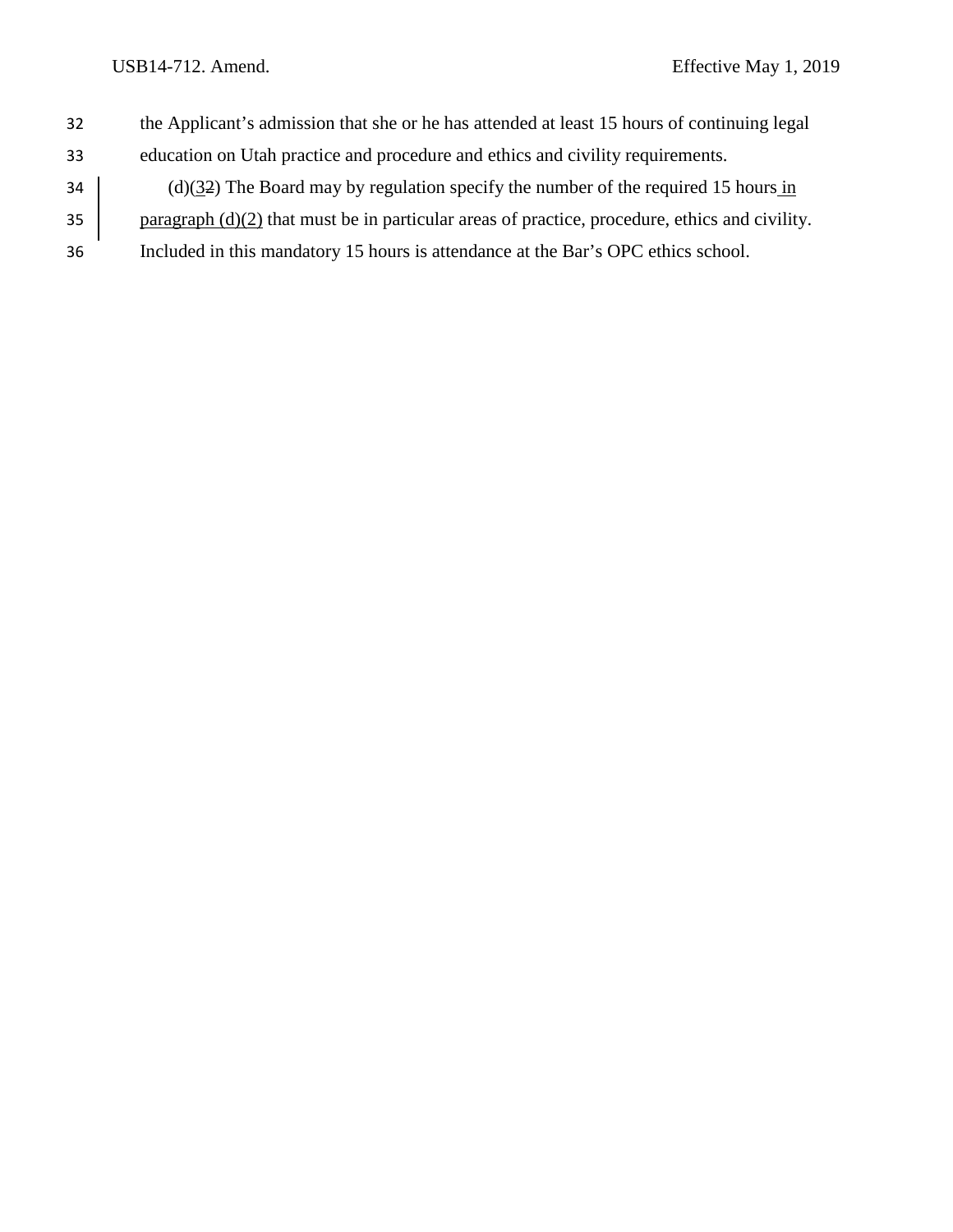the Applicant's admission that she or he has attended at least 15 hours of continuing legal education on Utah practice and procedure and ethics and civility requirements.

(d)(3~~2~~) The Board may by regulation specify the number of the required 15 hours in paragraph (d)(2) that must be in particular areas of practice, procedure, ethics and civility. Included in this mandatory 15 hours is attendance at the Bar's OPC ethics school.